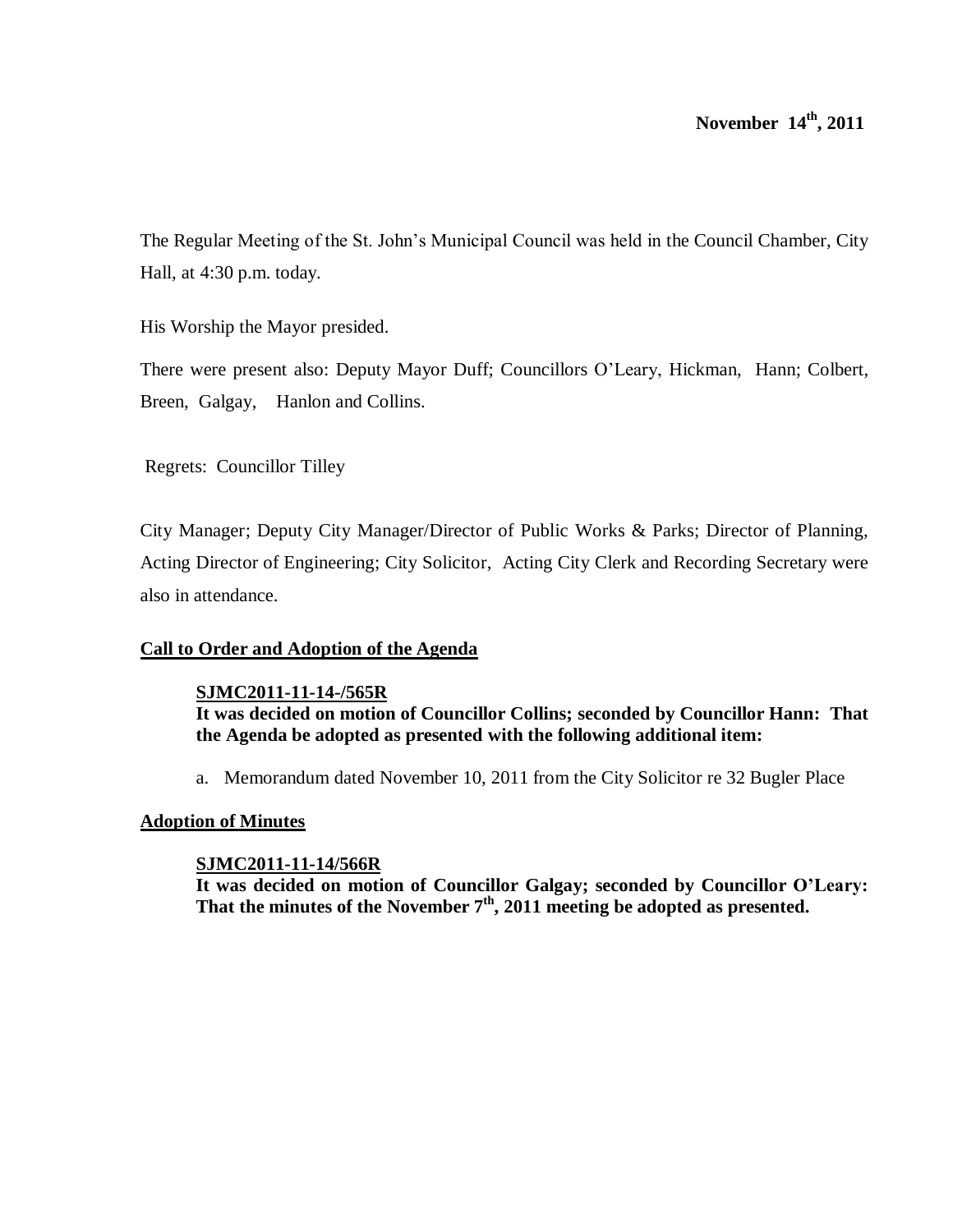**November 14th, 2011**

The Regular Meeting of the St. John's Municipal Council was held in the Council Chamber, City Hall, at 4:30 p.m. today.

His Worship the Mayor presided.

There were present also: Deputy Mayor Duff; Councillors O'Leary, Hickman, Hann; Colbert, Breen, Galgay, Hanlon and Collins.

Regrets: Councillor Tilley

City Manager; Deputy City Manager/Director of Public Works & Parks; Director of Planning, Acting Director of Engineering; City Solicitor, Acting City Clerk and Recording Secretary were also in attendance.

## Call to Order and Adoption of the Agenda

**SJMC2011-11-14-/565R**

**It was decided on motion of Councillor Collins; seconded by Councillor Hann: That the Agenda be adopted as presented with the following additional item:**

a. Memorandum dated November 10, 2011 from the City Solicitor re 32 Bugler Place

## Adoption of Minutes

**SJMC2011-11-14/566R**

**It was decided on motion of Councillor Galgay; seconded by Councillor O'Leary: That the minutes of the November 7th, 2011 meeting be adopted as presented.**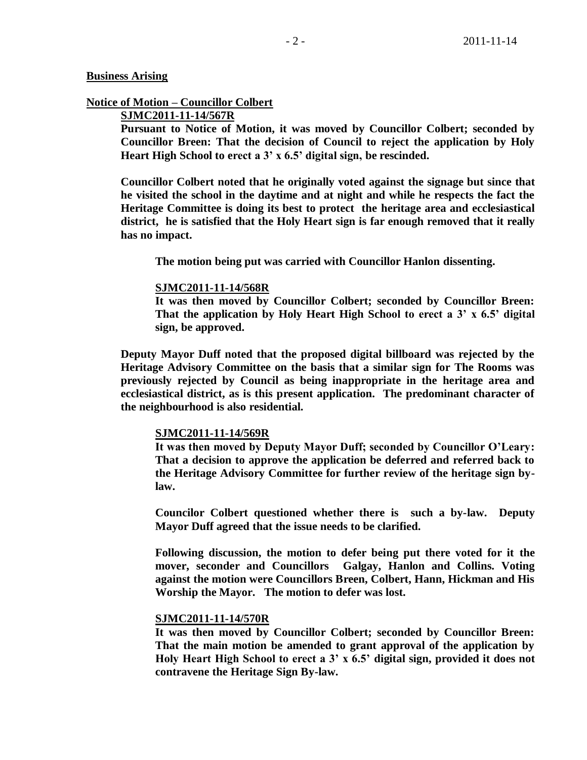**Business Arising**

**Notice of Motion – Councillor Colbert**

**SJMC2011-11-14/567R**

**Pursuant to Notice of Motion, it was moved by Councillor Colbert; seconded by Councillor Breen: That the decision of Council to reject the application by Holy Heart High School to erect a 3' x 6.5' digital sign, be rescinded.**

**Councillor Colbert noted that he originally voted against the signage but since that he visited the school in the daytime and at night and while he respects the fact the Heritage Committee is doing its best to protect the heritage area and ecclesiastical district, he is satisfied that the Holy Heart sign is far enough removed that it really has no impact.**

**The motion being put was carried with Councillor Hanlon dissenting.**

**SJMC2011-11-14/568R**

**It was then moved by Councillor Colbert; seconded by Councillor Breen: That the application by Holy Heart High School to erect a 3' x 6.5' digital sign, be approved.**

**Deputy Mayor Duff noted that the proposed digital billboard was rejected by the Heritage Advisory Committee on the basis that a similar sign for The Rooms was previously rejected by Council as being inappropriate in the heritage area and ecclesiastical district, as is this present application. The predominant character of the neighbourhood is also residential.**

**SJMC2011-11-14/569R**

**It was then moved by Deputy Mayor Duff; seconded by Councillor O'Leary: That a decision to approve the application be deferred and referred back to the Heritage Advisory Committee for further review of the heritage sign by-law.**

**Councilor Colbert questioned whether there is such a by-law. Deputy Mayor Duff agreed that the issue needs to be clarified.**

**Following discussion, the motion to defer being put there voted for it the mover, seconder and Councillors Galgay, Hanlon and Collins. Voting against the motion were Councillors Breen, Colbert, Hann, Hickman and His Worship the Mayor. The motion to defer was lost.**

**SJMC2011-11-14/570R**

**It was then moved by Councillor Colbert; seconded by Councillor Breen: That the main motion be amended to grant approval of the application by Holy Heart High School to erect a 3' x 6.5' digital sign, provided it does not contravene the Heritage Sign By-law.**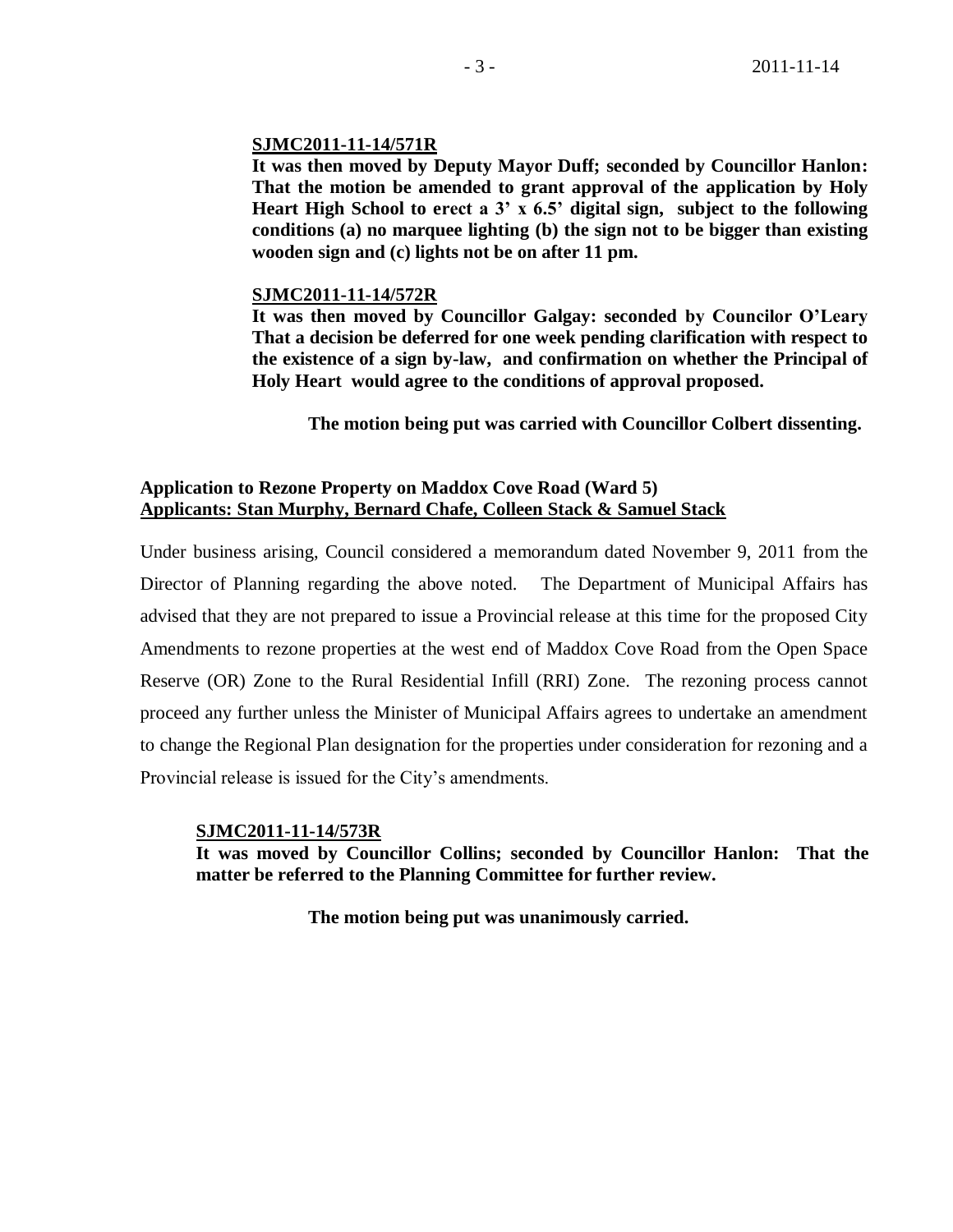**SJMC2011-11-14/571R**

**It was then moved by Deputy Mayor Duff; seconded by Councillor Hanlon: That the motion be amended to grant approval of the application by Holy Heart High School to erect a 3' x 6.5' digital sign, subject to the following conditions (a) no marquee lighting (b) the sign not to be bigger than existing wooden sign and (c) lights not be on after 11 pm.**

**SJMC2011-11-14/572R**

**It was then moved by Councillor Galgay: seconded by Councilor O'Leary That a decision be deferred for one week pending clarification with respect to the existence of a sign by-law, and confirmation on whether the Principal of Holy Heart would agree to the conditions of approval proposed.**

**The motion being put was carried with Councillor Colbert dissenting.**

**Application to Rezone Property on Maddox Cove Road (Ward 5)**
**Applicants: Stan Murphy, Bernard Chafe, Colleen Stack & Samuel Stack**

Under business arising, Council considered a memorandum dated November 9, 2011 from the Director of Planning regarding the above noted. The Department of Municipal Affairs has advised that they are not prepared to issue a Provincial release at this time for the proposed City Amendments to rezone properties at the west end of Maddox Cove Road from the Open Space Reserve (OR) Zone to the Rural Residential Infill (RRI) Zone. The rezoning process cannot proceed any further unless the Minister of Municipal Affairs agrees to undertake an amendment to change the Regional Plan designation for the properties under consideration for rezoning and a Provincial release is issued for the City's amendments.

**SJMC2011-11-14/573R**

**It was moved by Councillor Collins; seconded by Councillor Hanlon: That the matter be referred to the Planning Committee for further review.**

**The motion being put was unanimously carried.**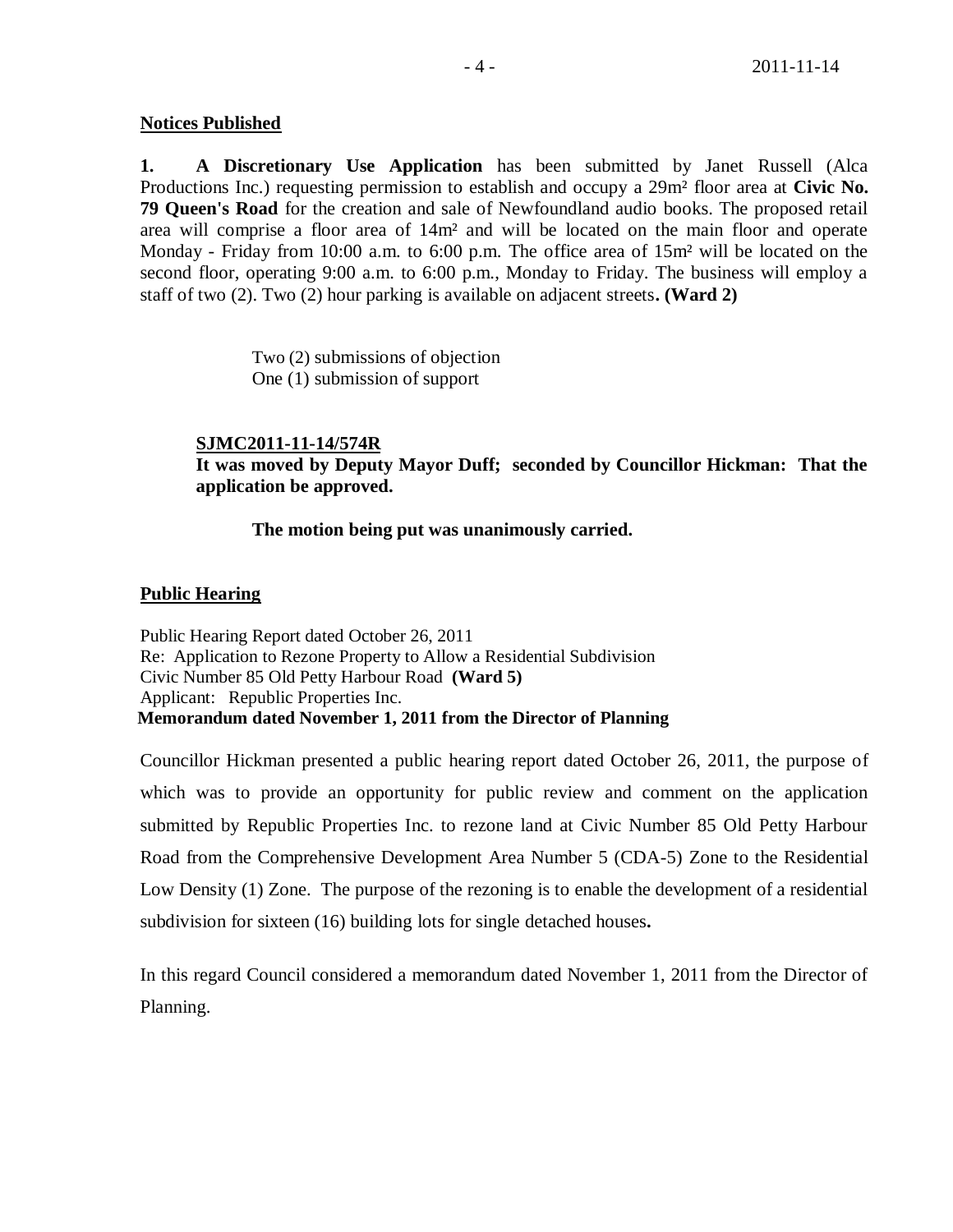**Notices Published**

**1. A Discretionary Use Application** has been submitted by Janet Russell (Alca Productions Inc.) requesting permission to establish and occupy a 29m² floor area at **Civic No. 79 Queen's Road** for the creation and sale of Newfoundland audio books. The proposed retail area will comprise a floor area of 14m² and will be located on the main floor and operate Monday - Friday from 10:00 a.m. to 6:00 p.m. The office area of 15m² will be located on the second floor, operating 9:00 a.m. to 6:00 p.m., Monday to Friday. The business will employ a staff of two (2). Two (2) hour parking is available on adjacent streets**. (Ward 2)**

Two (2) submissions of objection
One (1) submission of support

**SJMC2011-11-14/574R**
**It was moved by Deputy Mayor Duff; seconded by Councillor Hickman: That the application be approved.**

**The motion being put was unanimously carried.**

**Public Hearing**

Public Hearing Report dated October 26, 2011
Re: Application to Rezone Property to Allow a Residential Subdivision
Civic Number 85 Old Petty Harbour Road **(Ward 5)**
Applicant: Republic Properties Inc.
**Memorandum dated November 1, 2011 from the Director of Planning**

Councillor Hickman presented a public hearing report dated October 26, 2011, the purpose of which was to provide an opportunity for public review and comment on the application submitted by Republic Properties Inc. to rezone land at Civic Number 85 Old Petty Harbour Road from the Comprehensive Development Area Number 5 (CDA-5) Zone to the Residential Low Density (1) Zone. The purpose of the rezoning is to enable the development of a residential subdivision for sixteen (16) building lots for single detached houses**.**

In this regard Council considered a memorandum dated November 1, 2011 from the Director of Planning.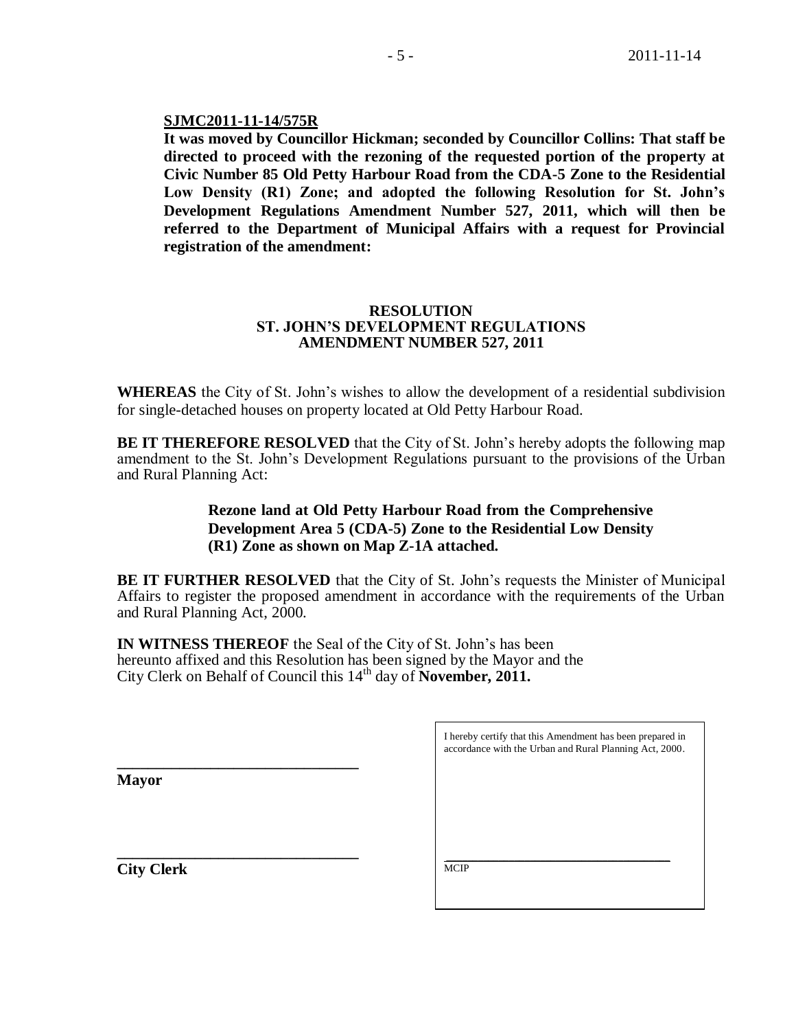**SJMC2011-11-14/575R**

**It was moved by Councillor Hickman; seconded by Councillor Collins: That staff be directed to proceed with the rezoning of the requested portion of the property at Civic Number 85 Old Petty Harbour Road from the CDA-5 Zone to the Residential Low Density (R1) Zone; and adopted the following Resolution for St. John's Development Regulations Amendment Number 527, 2011, which will then be referred to the Department of Municipal Affairs with a request for Provincial registration of the amendment:**

**RESOLUTION**
**ST. JOHN'S DEVELOPMENT REGULATIONS**
**AMENDMENT NUMBER 527, 2011**

**WHEREAS** the City of St. John's wishes to allow the development of a residential subdivision for single-detached houses on property located at Old Petty Harbour Road.

**BE IT THEREFORE RESOLVED** that the City of St. John's hereby adopts the following map amendment to the St. John's Development Regulations pursuant to the provisions of the Urban and Rural Planning Act:

> **Rezone land at Old Petty Harbour Road from the Comprehensive Development Area 5 (CDA-5) Zone to the Residential Low Density (R1) Zone as shown on Map Z-1A attached.**

**BE IT FURTHER RESOLVED** that the City of St. John's requests the Minister of Municipal Affairs to register the proposed amendment in accordance with the requirements of the Urban and Rural Planning Act, 2000.

**IN WITNESS THEREOF** the Seal of the City of St. John's has been hereunto affixed and this Resolution has been signed by the Mayor and the City Clerk on Behalf of Council this 14th day of **November, 2011.**

______________________________
**Mayor**

______________________________
**City Clerk**

I hereby certify that this Amendment has been prepared in accordance with the Urban and Rural Planning Act, 2000.

______________________________
MCIP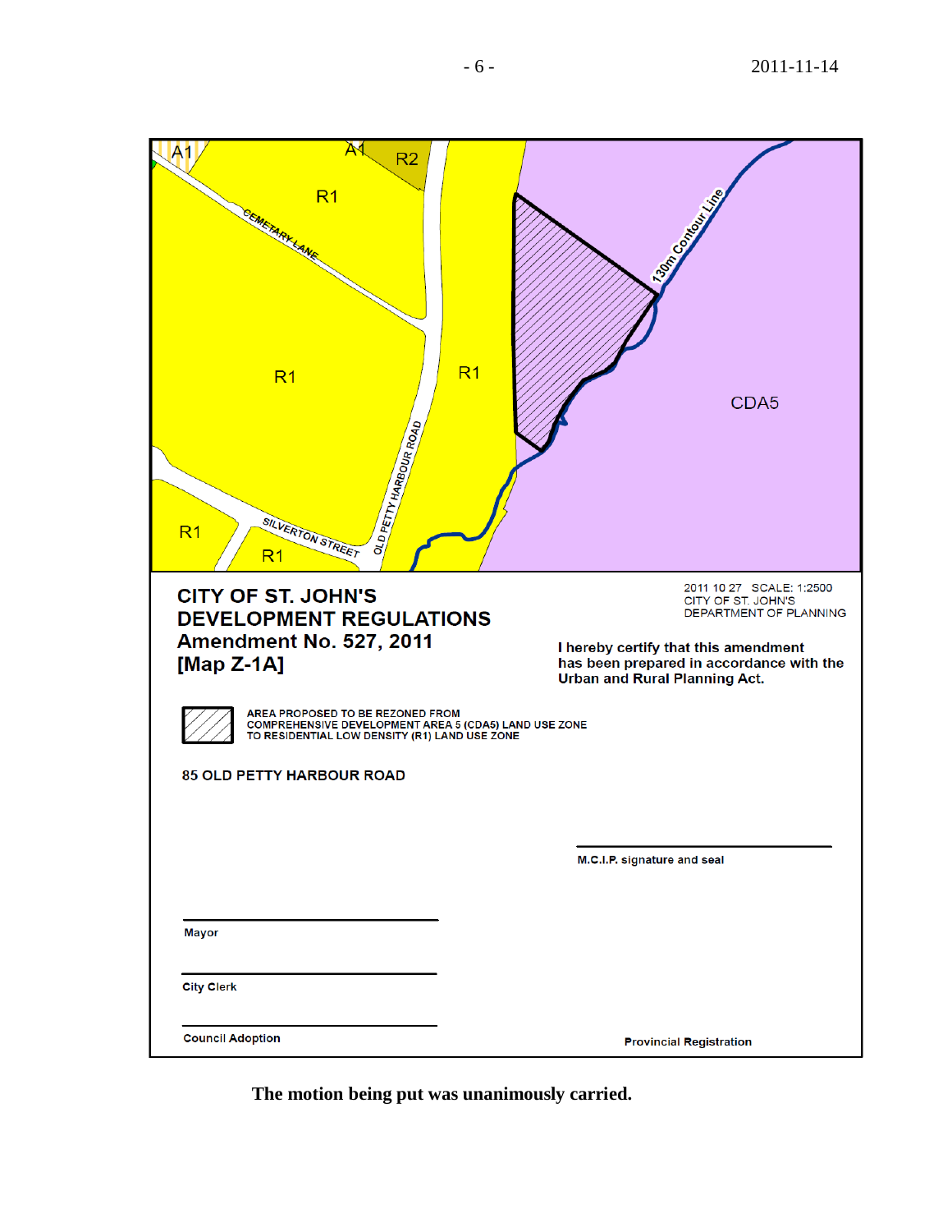A1 A1 R2

R1

CEMETARY LANE

R1 R1

130m Contour Line

CDA5

OLD PETTY HARBOUR ROAD

SILVERTON STREET

R1 R1

**CITY OF ST. JOHN'S**
**DEVELOPMENT REGULATIONS**
**Amendment No. 527, 2011**
**[Map Z-1A]**

2011 10 27 SCALE: 1:2500
CITY OF ST. JOHN'S
DEPARTMENT OF PLANNING

**I hereby certify that this amendment has been prepared in accordance with the Urban and Rural Planning Act.**

AREA PROPOSED TO BE REZONED FROM COMPREHENSIVE DEVELOPMENT AREA 5 (CDA5) LAND USE ZONE TO RESIDENTIAL LOW DENSITY (R1) LAND USE ZONE

**85 OLD PETTY HARBOUR ROAD**

M.C.I.P. signature and seal

Mayor

City Clerk

Council Adoption

Provincial Registration

**The motion being put was unanimously carried.**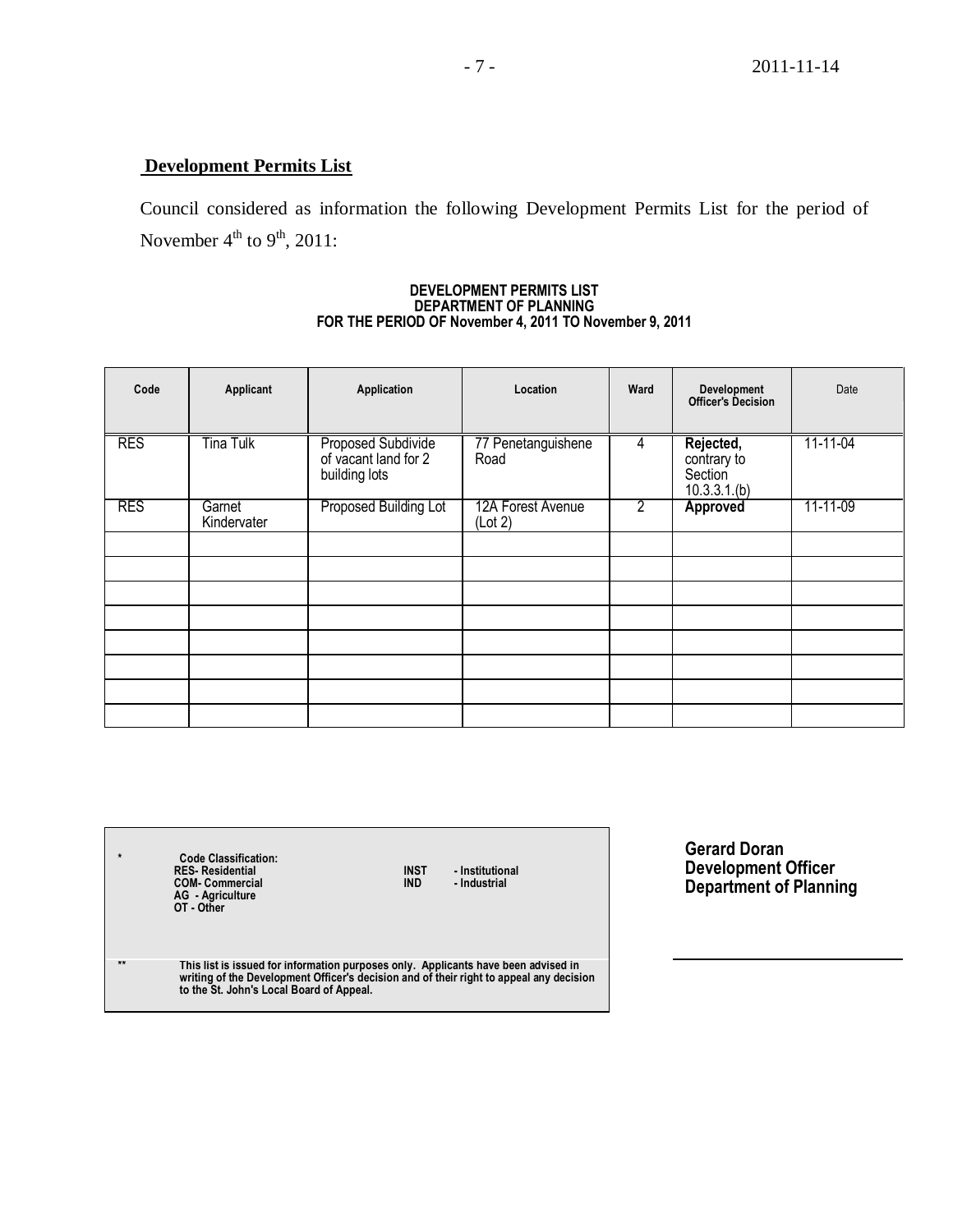## Development Permits List

Council considered as information the following Development Permits List for the period of November 4th to 9th, 2011:

**DEVELOPMENT PERMITS LIST**
**DEPARTMENT OF PLANNING**
**FOR THE PERIOD OF November 4, 2011 TO November 9, 2011**

| Code | Applicant | Application | Location | Ward | Development Officer's Decision | Date |
|---|---|---|---|---|---|---|
| RES | Tina Tulk | Proposed Subdivide of vacant land for 2 building lots | 77 Penetanguishene Road | 4 | **Rejected,** contrary to Section 10.3.3.1.(b) | 11-11-04 |
| RES | Garnet Kindervater | Proposed Building Lot | 12A Forest Avenue (Lot 2) | 2 | **Approved** | 11-11-09 |
| | | | | | | |
| | | | | | | |
| | | | | | | |
| | | | | | | |
| | | | | | | |
| | | | | | | |
| | | | | | | |
| | | | | | | |

\* **Code Classification:**
**RES- Residential**
**COM- Commercial**
**AG - Agriculture**
**OT - Other**
**INST - Institutional**
**IND - Industrial**

\*\* **This list is issued for information purposes only. Applicants have been advised in writing of the Development Officer's decision and of their right to appeal any decision to the St. John's Local Board of Appeal.**

**Gerard Doran**
**Development Officer**
**Department of Planning**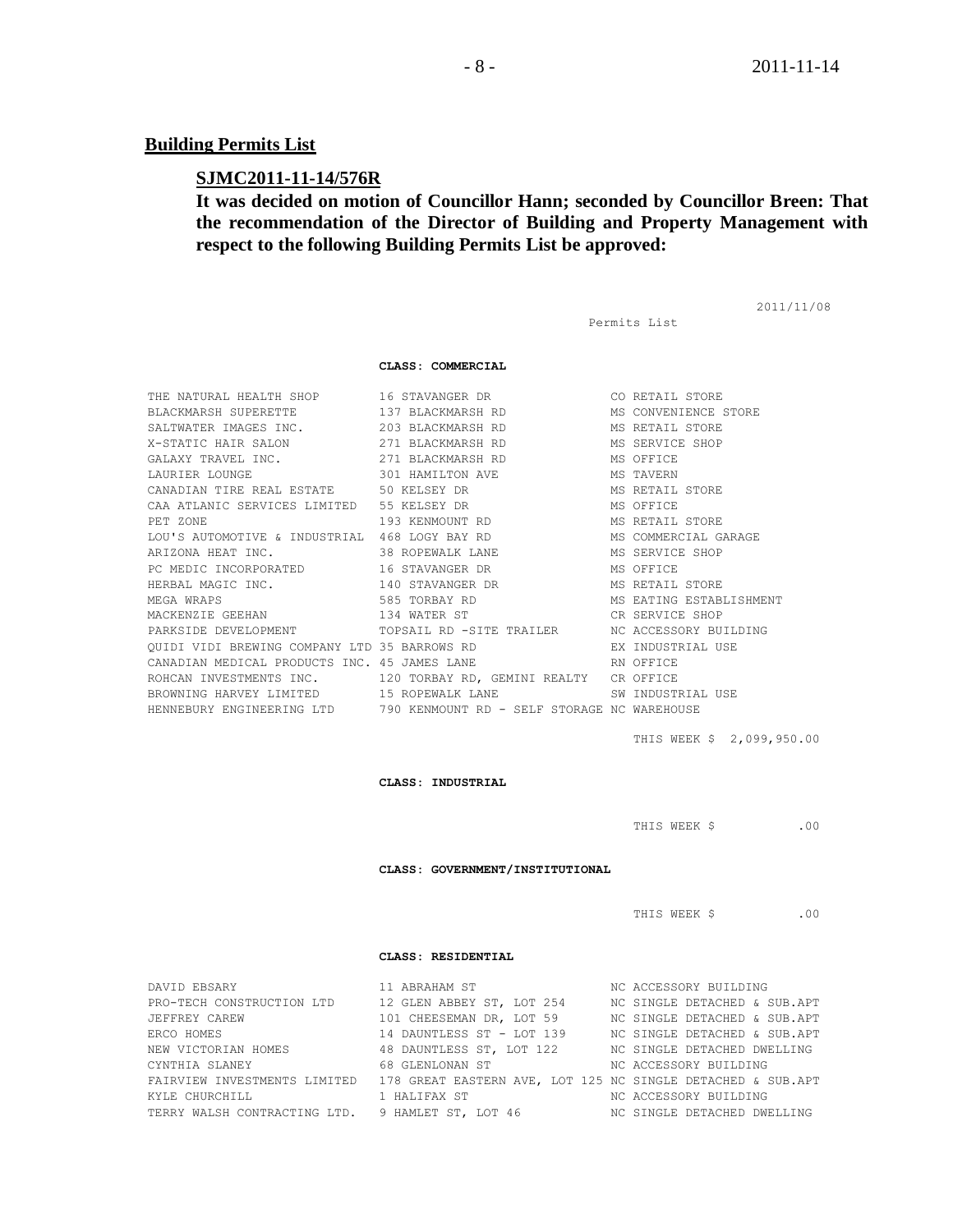## Building Permits List

### SJMC2011-11-14/576R

**It was decided on motion of Councillor Hann; seconded by Councillor Breen: That the recommendation of the Director of Building and Property Management with respect to the following Building Permits List be approved:**

2011/11/08

Permits List

**CLASS: COMMERCIAL**

| | | |
|---|---|---|
| THE NATURAL HEALTH SHOP | 16 STAVANGER DR | CO RETAIL STORE |
| BLACKMARSH SUPERETTE | 137 BLACKMARSH RD | MS CONVENIENCE STORE |
| SALTWATER IMAGES INC. | 203 BLACKMARSH RD | MS RETAIL STORE |
| X-STATIC HAIR SALON | 271 BLACKMARSH RD | MS SERVICE SHOP |
| GALAXY TRAVEL INC. | 271 BLACKMARSH RD | MS OFFICE |
| LAURIER LOUNGE | 301 HAMILTON AVE | MS TAVERN |
| CANADIAN TIRE REAL ESTATE | 50 KELSEY DR | MS RETAIL STORE |
| CAA ATLANTIC SERVICES LIMITED | 55 KELSEY DR | MS OFFICE |
| PET ZONE | 193 KENMOUNT RD | MS RETAIL STORE |
| LOU'S AUTOMOTIVE & INDUSTRIAL | 468 LOGY BAY RD | MS COMMERCIAL GARAGE |
| ARIZONA HEAT INC. | 38 ROPEWALK LANE | MS SERVICE SHOP |
| PC MEDIC INCORPORATED | 16 STAVANGER DR | MS OFFICE |
| HERBAL MAGIC INC. | 140 STAVANGER DR | MS RETAIL STORE |
| MEGA WRAPS | 585 TORBAY RD | MS EATING ESTABLISHMENT |
| MACKENZIE GEEHAN | 134 WATER ST | CR SERVICE SHOP |
| PARKSIDE DEVELOPMENT | TOPSAIL RD -SITE TRAILER | NC ACCESSORY BUILDING |
| QUIDI VIDI BREWING COMPANY LTD | 35 BARROWS RD | EX INDUSTRIAL USE |
| CANADIAN MEDICAL PRODUCTS INC. | 45 JAMES LANE | RN OFFICE |
| ROHCAN INVESTMENTS INC. | 120 TORBAY RD, GEMINI REALTY | CR OFFICE |
| BROWNING HARVEY LIMITED | 15 ROPEWALK LANE | SW INDUSTRIAL USE |
| HENNEBURY ENGINEERING LTD | 790 KENMOUNT RD - SELF STORAGE | NC WAREHOUSE |

THIS WEEK $ 2,099,950.00

**CLASS: INDUSTRIAL**

THIS WEEK $ .00

**CLASS: GOVERNMENT/INSTITUTIONAL**

THIS WEEK $ .00

**CLASS: RESIDENTIAL**

| | | |
|---|---|---|
| DAVID EBSARY | 11 ABRAHAM ST | NC ACCESSORY BUILDING |
| PRO-TECH CONSTRUCTION LTD | 12 GLEN ABBEY ST, LOT 254 | NC SINGLE DETACHED & SUB.APT |
| JEFFREY CAREW | 101 CHEESEMAN DR, LOT 59 | NC SINGLE DETACHED & SUB.APT |
| ERCO HOMES | 14 DAUNTLESS ST - LOT 139 | NC SINGLE DETACHED & SUB.APT |
| NEW VICTORIAN HOMES | 48 DAUNTLESS ST, LOT 122 | NC SINGLE DETACHED DWELLING |
| CYNTHIA SLANEY | 68 GLENLONAN ST | NC ACCESSORY BUILDING |
| FAIRVIEW INVESTMENTS LIMITED | 178 GREAT EASTERN AVE, LOT 125 | NC SINGLE DETACHED & SUB.APT |
| KYLE CHURCHILL | 1 HALIFAX ST | NC ACCESSORY BUILDING |
| TERRY WALSH CONTRACTING LTD. | 9 HAMLET ST, LOT 46 | NC SINGLE DETACHED DWELLING |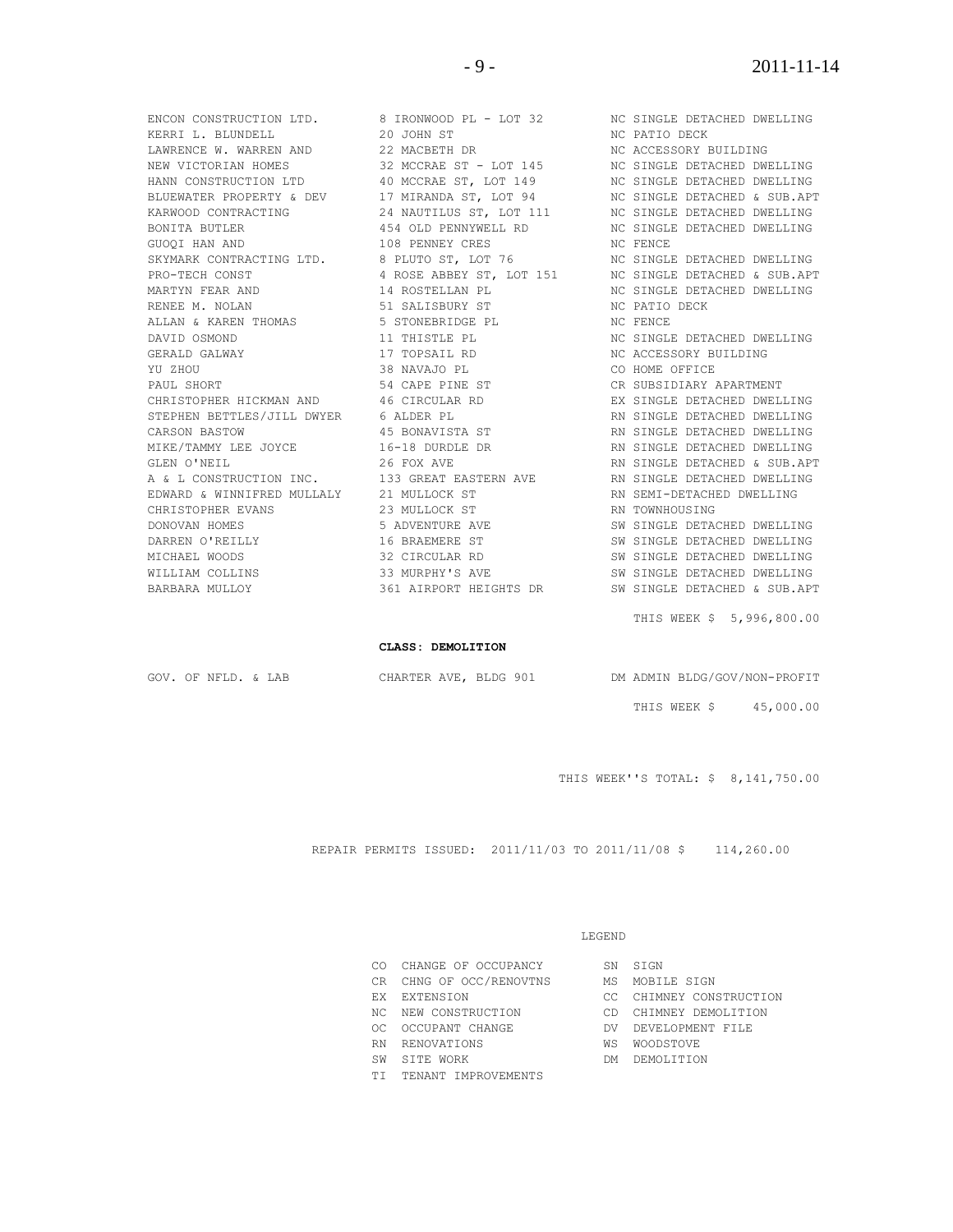| | | |
|---|---|---|
| ENCON CONSTRUCTION LTD. | 8 IRONWOOD PL - LOT 32 | NC SINGLE DETACHED DWELLING |
| KERRI L. BLUNDELL | 20 JOHN ST | NC PATIO DECK |
| LAWRENCE W. WARREN AND | 22 MACBETH DR | NC ACCESSORY BUILDING |
| NEW VICTORIAN HOMES | 32 MCCRAE ST - LOT 145 | NC SINGLE DETACHED DWELLING |
| HANN CONSTRUCTION LTD | 40 MCCRAE ST, LOT 149 | NC SINGLE DETACHED DWELLING |
| BLUEWATER PROPERTY & DEV | 17 MIRANDA ST, LOT 94 | NC SINGLE DETACHED & SUB.APT |
| KARWOOD CONTRACTING | 24 NAUTILUS ST, LOT 111 | NC SINGLE DETACHED DWELLING |
| BONITA BUTLER | 454 OLD PENNYWELL RD | NC SINGLE DETACHED DWELLING |
| GUOQI HAN AND | 108 PENNEY CRES | NC FENCE |
| SKYMARK CONTRACTING LTD. | 8 PLUTO ST, LOT 76 | NC SINGLE DETACHED DWELLING |
| PRO-TECH CONST | 4 ROSE ABBEY ST, LOT 151 | NC SINGLE DETACHED & SUB.APT |
| MARTYN FEAR AND | 14 ROSTELLAN PL | NC SINGLE DETACHED DWELLING |
| RENEE M. NOLAN | 51 SALISBURY ST | NC PATIO DECK |
| ALLAN & KAREN THOMAS | 5 STONEBRIDGE PL | NC FENCE |
| DAVID OSMOND | 11 THISTLE PL | NC SINGLE DETACHED DWELLING |
| GERALD GALWAY | 17 TOPSAIL RD | NC ACCESSORY BUILDING |
| YU ZHOU | 38 NAVAJO PL | CO HOME OFFICE |
| PAUL SHORT | 54 CAPE PINE ST | CR SUBSIDIARY APARTMENT |
| CHRISTOPHER HICKMAN AND | 46 CIRCULAR RD | EX SINGLE DETACHED DWELLING |
| STEPHEN BETTLES/JILL DWYER | 6 ALDER PL | RN SINGLE DETACHED DWELLING |
| CARSON BASTOW | 45 BONAVISTA ST | RN SINGLE DETACHED DWELLING |
| MIKE/TAMMY LEE JOYCE | 16-18 DURDLE DR | RN SINGLE DETACHED DWELLING |
| GLEN O'NEIL | 26 FOX AVE | RN SINGLE DETACHED & SUB.APT |
| A & L CONSTRUCTION INC. | 133 GREAT EASTERN AVE | RN SINGLE DETACHED DWELLING |
| EDWARD & WINNIFRED MULLALY | 21 MULLOCK ST | RN SEMI-DETACHED DWELLING |
| CHRISTOPHER EVANS | 23 MULLOCK ST | RN TOWNHOUSING |
| DONOVAN HOMES | 5 ADVENTURE AVE | SW SINGLE DETACHED DWELLING |
| DARREN O'REILLY | 16 BRAEMERE ST | SW SINGLE DETACHED DWELLING |
| MICHAEL WOODS | 32 CIRCULAR RD | SW SINGLE DETACHED DWELLING |
| WILLIAM COLLINS | 33 MURPHY'S AVE | SW SINGLE DETACHED DWELLING |
| BARBARA MULLOY | 361 AIRPORT HEIGHTS DR | SW SINGLE DETACHED & SUB.APT |

THIS WEEK $ 5,996,800.00

**CLASS: DEMOLITION**

| | | |
|---|---|---|
| GOV. OF NFLD. & LAB | CHARTER AVE, BLDG 901 | DM ADMIN BLDG/GOV/NON-PROFIT |

THIS WEEK $ 45,000.00

THIS WEEK''S TOTAL: $ 8,141,750.00

REPAIR PERMITS ISSUED: 2011/11/03 TO 2011/11/08 $ 114,260.00

LEGEND

| | | | |
|---|---|---|---|
| CO | CHANGE OF OCCUPANCY | SN | SIGN |
| CR | CHNG OF OCC/RENOVTNS | MS | MOBILE SIGN |
| EX | EXTENSION | CC | CHIMNEY CONSTRUCTION |
| NC | NEW CONSTRUCTION | CD | CHIMNEY DEMOLITION |
| OC | OCCUPANT CHANGE | DV | DEVELOPMENT FILE |
| RN | RENOVATIONS | WS | WOODSTOVE |
| SW | SITE WORK | DM | DEMOLITION |
| TI | TENANT IMPROVEMENTS | | |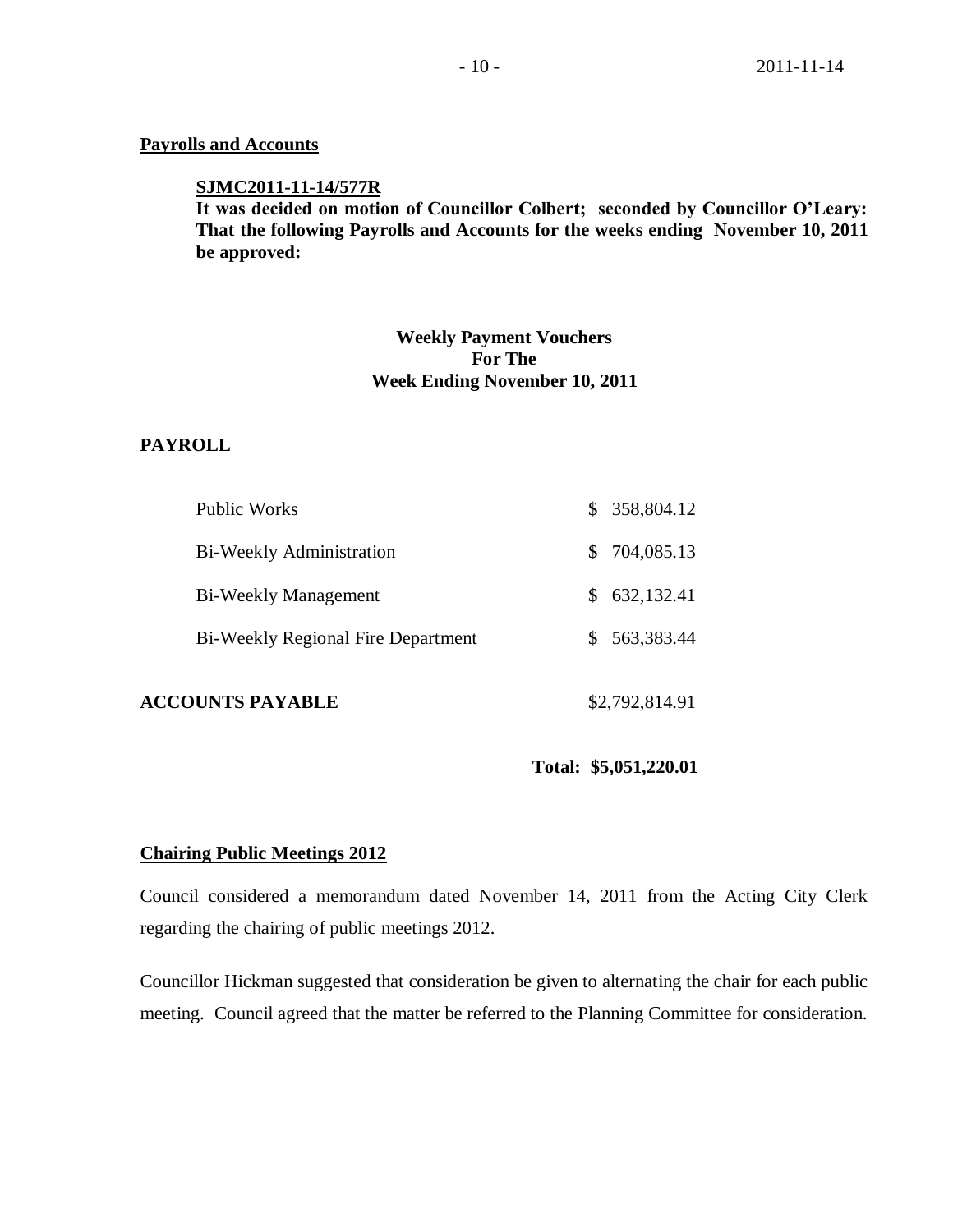**Payrolls and Accounts**

**SJMC2011-11-14/577R**

**It was decided on motion of Councillor Colbert; seconded by Councillor O'Leary: That the following Payrolls and Accounts for the weeks ending November 10, 2011 be approved:**

**Weekly Payment Vouchers**
**For The**
**Week Ending November 10, 2011**

**PAYROLL**

| | |
|---|---|
| Public Works | $ 358,804.12 |
| Bi-Weekly Administration | $ 704,085.13 |
| Bi-Weekly Management | $ 632,132.41 |
| Bi-Weekly Regional Fire Department | $ 563,383.44 |
| **ACCOUNTS PAYABLE** | $2,792,814.91 |
| | **Total: $5,051,220.01** |

**Chairing Public Meetings 2012**

Council considered a memorandum dated November 14, 2011 from the Acting City Clerk regarding the chairing of public meetings 2012.

Councillor Hickman suggested that consideration be given to alternating the chair for each public meeting. Council agreed that the matter be referred to the Planning Committee for consideration.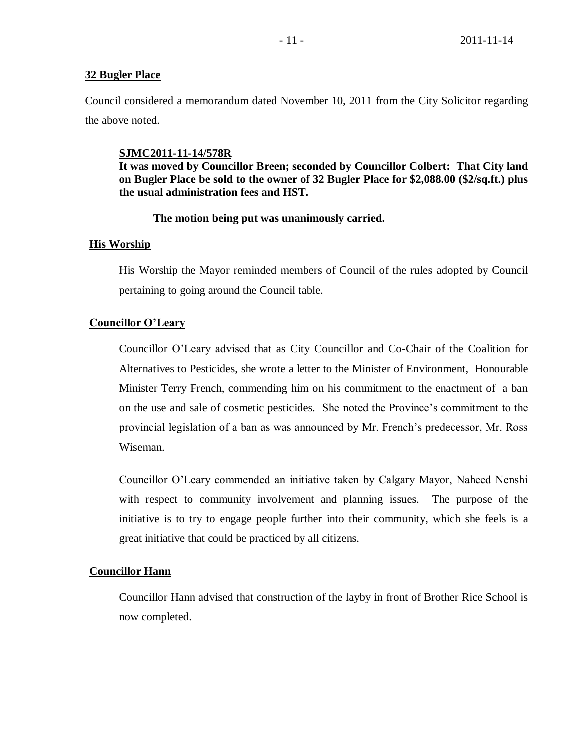**32 Bugler Place**

Council considered a memorandum dated November 10, 2011 from the City Solicitor regarding the above noted.

> **SJMC2011-11-14/578R**
> **It was moved by Councillor Breen; seconded by Councillor Colbert: That City land on Bugler Place be sold to the owner of 32 Bugler Place for $2,088.00 ($2/sq.ft.) plus the usual administration fees and HST.**
>
> **The motion being put was unanimously carried.**

**His Worship**

His Worship the Mayor reminded members of Council of the rules adopted by Council pertaining to going around the Council table.

**Councillor O'Leary**

Councillor O'Leary advised that as City Councillor and Co-Chair of the Coalition for Alternatives to Pesticides, she wrote a letter to the Minister of Environment, Honourable Minister Terry French, commending him on his commitment to the enactment of a ban on the use and sale of cosmetic pesticides. She noted the Province's commitment to the provincial legislation of a ban as was announced by Mr. French's predecessor, Mr. Ross Wiseman.

Councillor O'Leary commended an initiative taken by Calgary Mayor, Naheed Nenshi with respect to community involvement and planning issues. The purpose of the initiative is to try to engage people further into their community, which she feels is a great initiative that could be practiced by all citizens.

**Councillor Hann**

Councillor Hann advised that construction of the layby in front of Brother Rice School is now completed.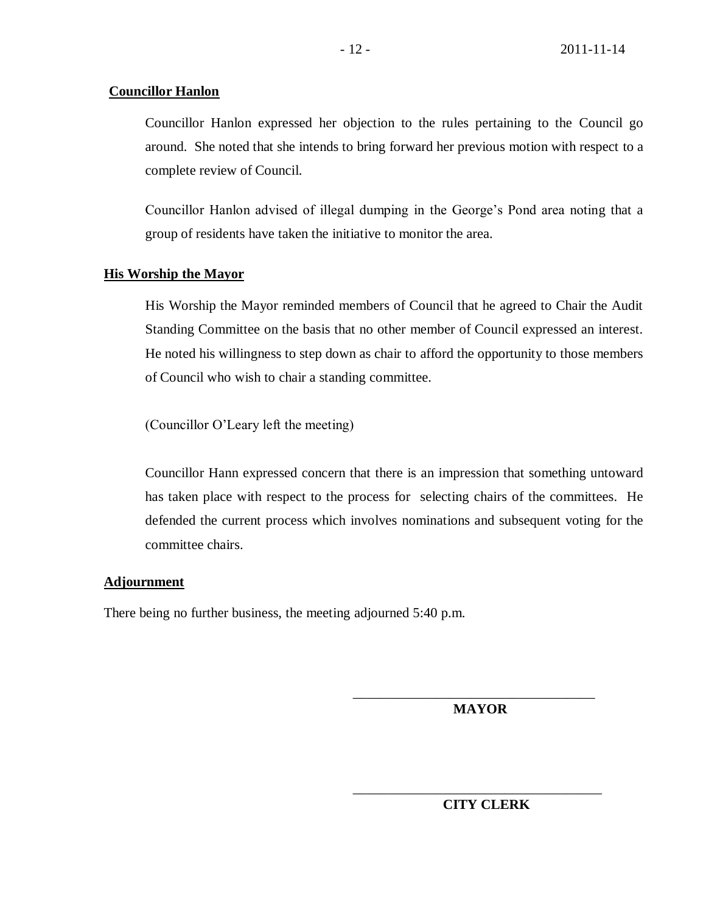**Councillor Hanlon**

Councillor Hanlon expressed her objection to the rules pertaining to the Council go around. She noted that she intends to bring forward her previous motion with respect to a complete review of Council.

Councillor Hanlon advised of illegal dumping in the George's Pond area noting that a group of residents have taken the initiative to monitor the area.

**His Worship the Mayor**

His Worship the Mayor reminded members of Council that he agreed to Chair the Audit Standing Committee on the basis that no other member of Council expressed an interest. He noted his willingness to step down as chair to afford the opportunity to those members of Council who wish to chair a standing committee.

(Councillor O'Leary left the meeting)

Councillor Hann expressed concern that there is an impression that something untoward has taken place with respect to the process for selecting chairs of the committees. He defended the current process which involves nominations and subsequent voting for the committee chairs.

**Adjournment**

There being no further business, the meeting adjourned 5:40 p.m.

\_\_\_\_\_\_\_\_\_\_\_\_\_\_\_\_\_\_\_\_\_\_\_\_\_\_\_\_\_\_\_\_\_\_\_

**MAYOR**

\_\_\_\_\_\_\_\_\_\_\_\_\_\_\_\_\_\_\_\_\_\_\_\_\_\_\_\_\_\_\_\_\_\_\_

**CITY CLERK**